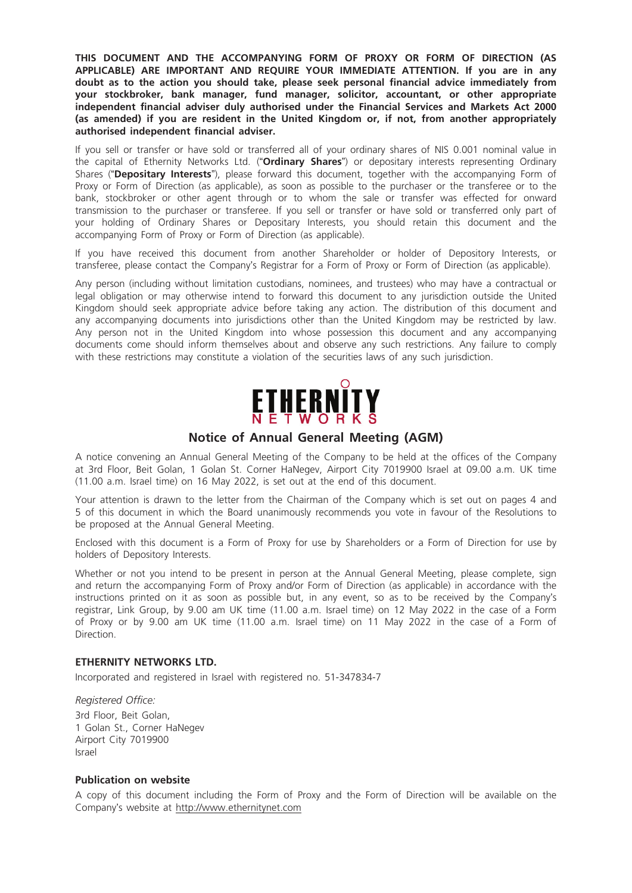**THIS DOCUMENT AND THE ACCOMPANYING FORM OF PROXY OR FORM OF DIRECTION (AS APPLICABLE) ARE IMPORTANT AND REQUIRE YOUR IMMEDIATE ATTENTION. If you are in any doubt as to the action you should take, please seek personal financial advice immediately from your stockbroker, bank manager, fund manager, solicitor, accountant, or other appropriate independent financial adviser duly authorised under the Financial Services and Markets Act 2000 (as amended) if you are resident in the United Kingdom or, if not, from another appropriately authorised independent financial adviser.**

If you sell or transfer or have sold or transferred all of your ordinary shares of NIS 0.001 nominal value in the capital of Ethernity Networks Ltd. ("**Ordinary Shares**") or depositary interests representing Ordinary Shares ("**Depositary Interests**"), please forward this document, together with the accompanying Form of Proxy or Form of Direction (as applicable), as soon as possible to the purchaser or the transferee or to the bank, stockbroker or other agent through or to whom the sale or transfer was effected for onward transmission to the purchaser or transferee. If you sell or transfer or have sold or transferred only part of your holding of Ordinary Shares or Depositary Interests, you should retain this document and the accompanying Form of Proxy or Form of Direction (as applicable).

If you have received this document from another Shareholder or holder of Depository Interests, or transferee, please contact the Company's Registrar for a Form of Proxy or Form of Direction (as applicable).

Any person (including without limitation custodians, nominees, and trustees) who may have a contractual or legal obligation or may otherwise intend to forward this document to any jurisdiction outside the United Kingdom should seek appropriate advice before taking any action. The distribution of this document and any accompanying documents into jurisdictions other than the United Kingdom may be restricted by law. Any person not in the United Kingdom into whose possession this document and any accompanying documents come should inform themselves about and observe any such restrictions. Any failure to comply with these restrictions may constitute a violation of the securities laws of any such jurisdiction.

ETHERNITY NETWORKS

## Notice of Annual General Meeting (AGM)

A notice convening an Annual General Meeting of the Company to be held at the offices of the Company at 3rd Floor, Beit Golan, 1 Golan St. Corner HaNegev, Airport City 7019900 Israel at 09.00 a.m. UK time (11.00 a.m. Israel time) on 16 May 2022, is set out at the end of this document.

Your attention is drawn to the letter from the Chairman of the Company which is set out on pages 4 and 5 of this document in which the Board unanimously recommends you vote in favour of the Resolutions to be proposed at the Annual General Meeting.

Enclosed with this document is a Form of Proxy for use by Shareholders or a Form of Direction for use by holders of Depository Interests.

Whether or not you intend to be present in person at the Annual General Meeting, please complete, sign and return the accompanying Form of Proxy and/or Form of Direction (as applicable) in accordance with the instructions printed on it as soon as possible but, in any event, so as to be received by the Company's registrar, Link Group, by 9.00 am UK time (11.00 a.m. Israel time) on 12 May 2022 in the case of a Form of Proxy or by 9.00 am UK time (11.00 a.m. Israel time) on 11 May 2022 in the case of a Form of Direction.

**ETHERNITY NETWORKS LTD.**

Incorporated and registered in Israel with registered no. 51-347834-7

*Registered Office:*
3rd Floor, Beit Golan,
1 Golan St., Corner HaNegev
Airport City 7019900
Israel

**Publication on website**

A copy of this document including the Form of Proxy and the Form of Direction will be available on the Company's website at http://www.ethernitynet.com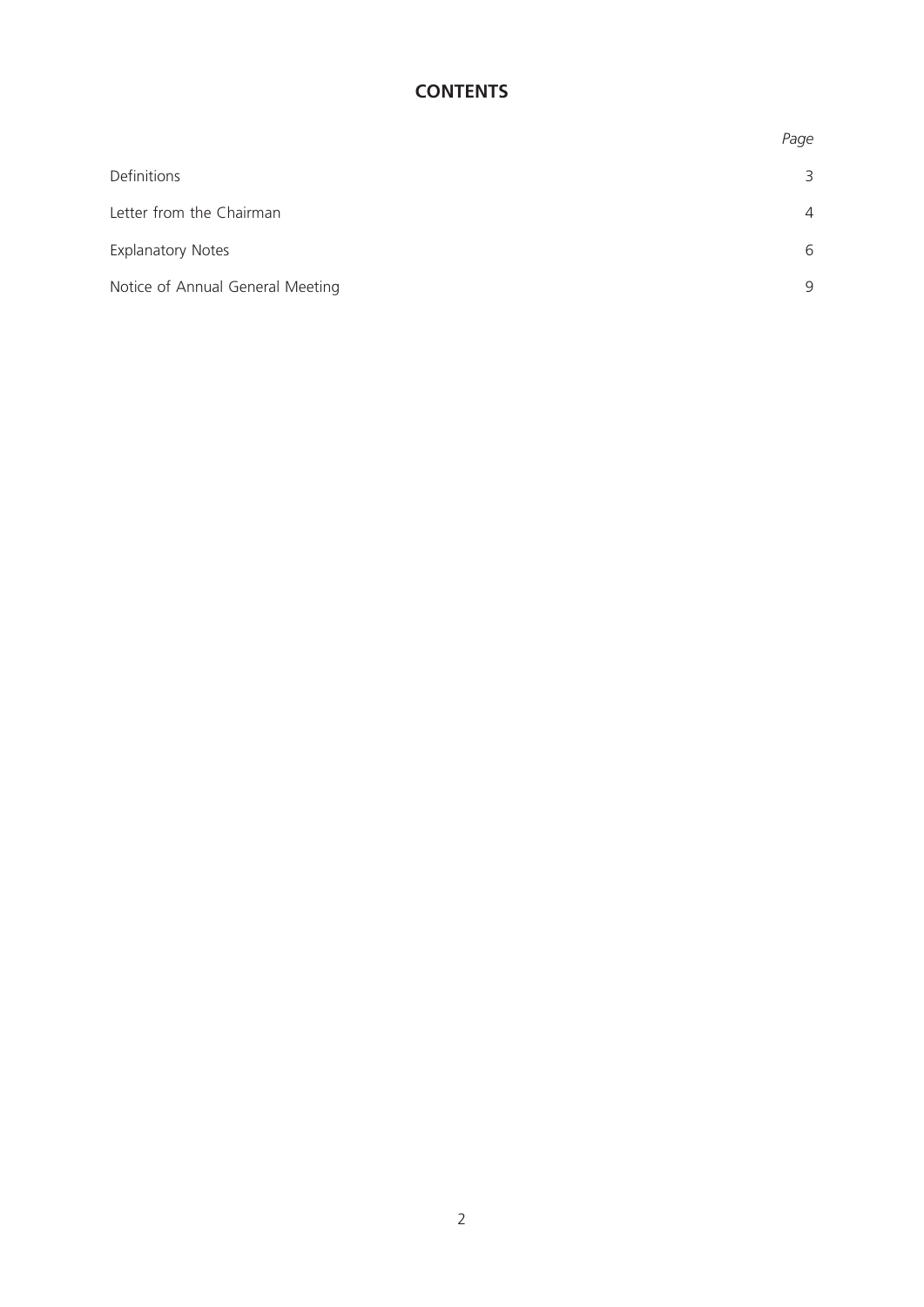# CONTENTS

| | *Page* |
|---|---|
| Definitions | 3 |
| Letter from the Chairman | 4 |
| Explanatory Notes | 6 |
| Notice of Annual General Meeting | 9 |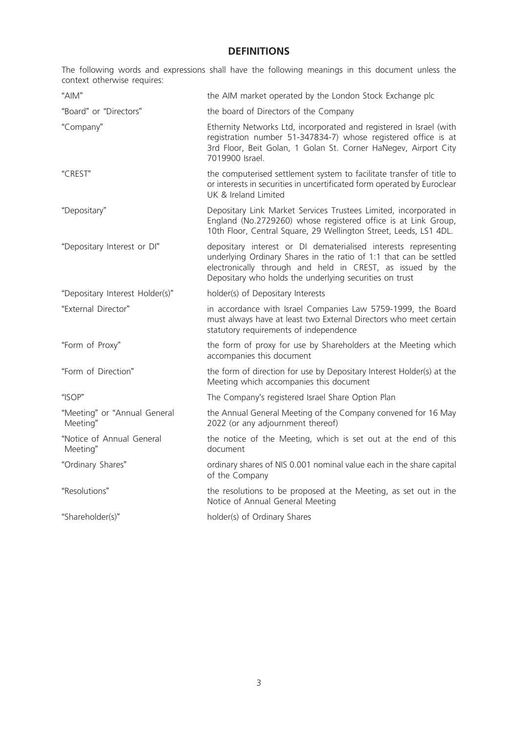## DEFINITIONS

The following words and expressions shall have the following meanings in this document unless the context otherwise requires:

| | |
|---|---|
| "AIM" | the AIM market operated by the London Stock Exchange plc |
| "Board" or "Directors" | the board of Directors of the Company |
| "Company" | Ethernity Networks Ltd, incorporated and registered in Israel (with registration number 51-347834-7) whose registered office is at 3rd Floor, Beit Golan, 1 Golan St. Corner HaNegev, Airport City 7019900 Israel. |
| "CREST" | the computerised settlement system to facilitate transfer of title to or interests in securities in uncertificated form operated by Euroclear UK & Ireland Limited |
| "Depositary" | Depositary Link Market Services Trustees Limited, incorporated in England (No.2729260) whose registered office is at Link Group, 10th Floor, Central Square, 29 Wellington Street, Leeds, LS1 4DL. |
| "Depositary Interest or DI" | depositary interest or DI dematerialised interests representing underlying Ordinary Shares in the ratio of 1:1 that can be settled electronically through and held in CREST, as issued by the Depositary who holds the underlying securities on trust |
| "Depositary Interest Holder(s)" | holder(s) of Depositary Interests |
| "External Director" | in accordance with Israel Companies Law 5759-1999, the Board must always have at least two External Directors who meet certain statutory requirements of independence |
| "Form of Proxy" | the form of proxy for use by Shareholders at the Meeting which accompanies this document |
| "Form of Direction" | the form of direction for use by Depositary Interest Holder(s) at the Meeting which accompanies this document |
| "ISOP" | The Company's registered Israel Share Option Plan |
| "Meeting" or "Annual General Meeting" | the Annual General Meeting of the Company convened for 16 May 2022 (or any adjournment thereof) |
| "Notice of Annual General Meeting" | the notice of the Meeting, which is set out at the end of this document |
| "Ordinary Shares" | ordinary shares of NIS 0.001 nominal value each in the share capital of the Company |
| "Resolutions" | the resolutions to be proposed at the Meeting, as set out in the Notice of Annual General Meeting |
| "Shareholder(s)" | holder(s) of Ordinary Shares |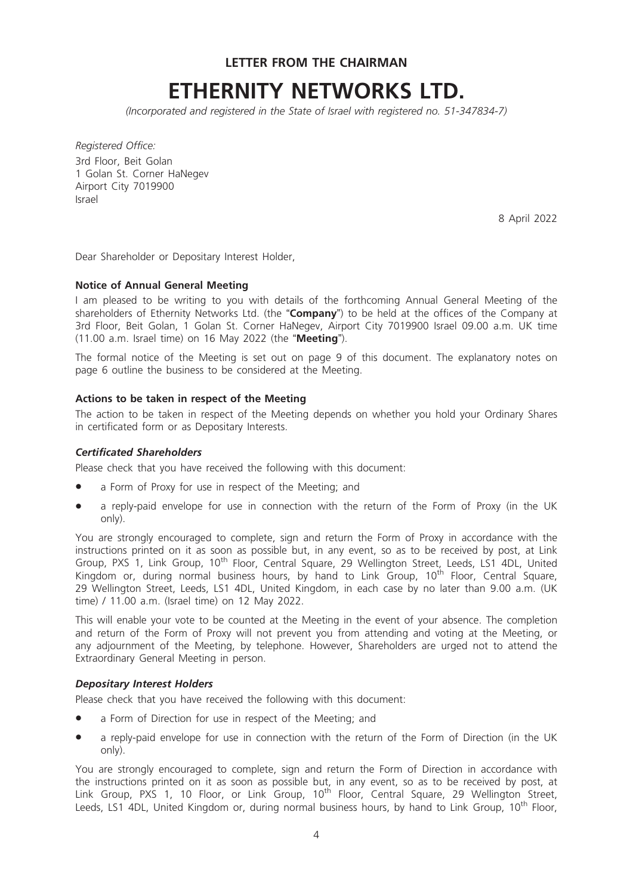**LETTER FROM THE CHAIRMAN**

# ETHERNITY NETWORKS LTD.

*(Incorporated and registered in the State of Israel with registered no. 51-347834-7)*

*Registered Office:*
3rd Floor, Beit Golan
1 Golan St. Corner HaNegev
Airport City 7019900
Israel

8 April 2022

Dear Shareholder or Depositary Interest Holder,

**Notice of Annual General Meeting**

I am pleased to be writing to you with details of the forthcoming Annual General Meeting of the shareholders of Ethernity Networks Ltd. (the "**Company**") to be held at the offices of the Company at 3rd Floor, Beit Golan, 1 Golan St. Corner HaNegev, Airport City 7019900 Israel 09.00 a.m. UK time (11.00 a.m. Israel time) on 16 May 2022 (the "**Meeting**").

The formal notice of the Meeting is set out on page 9 of this document. The explanatory notes on page 6 outline the business to be considered at the Meeting.

**Actions to be taken in respect of the Meeting**

The action to be taken in respect of the Meeting depends on whether you hold your Ordinary Shares in certificated form or as Depositary Interests.

***Certificated Shareholders***

Please check that you have received the following with this document:

- a Form of Proxy for use in respect of the Meeting; and
- a reply-paid envelope for use in connection with the return of the Form of Proxy (in the UK only).

You are strongly encouraged to complete, sign and return the Form of Proxy in accordance with the instructions printed on it as soon as possible but, in any event, so as to be received by post, at Link Group, PXS 1, Link Group, 10th Floor, Central Square, 29 Wellington Street, Leeds, LS1 4DL, United Kingdom or, during normal business hours, by hand to Link Group, 10th Floor, Central Square, 29 Wellington Street, Leeds, LS1 4DL, United Kingdom, in each case by no later than 9.00 a.m. (UK time) / 11.00 a.m. (Israel time) on 12 May 2022.

This will enable your vote to be counted at the Meeting in the event of your absence. The completion and return of the Form of Proxy will not prevent you from attending and voting at the Meeting, or any adjournment of the Meeting, by telephone. However, Shareholders are urged not to attend the Extraordinary General Meeting in person.

***Depositary Interest Holders***

Please check that you have received the following with this document:

- a Form of Direction for use in respect of the Meeting; and
- a reply-paid envelope for use in connection with the return of the Form of Direction (in the UK only).

You are strongly encouraged to complete, sign and return the Form of Direction in accordance with the instructions printed on it as soon as possible but, in any event, so as to be received by post, at Link Group, PXS 1, 10 Floor, or Link Group, 10th Floor, Central Square, 29 Wellington Street, Leeds, LS1 4DL, United Kingdom or, during normal business hours, by hand to Link Group, 10th Floor,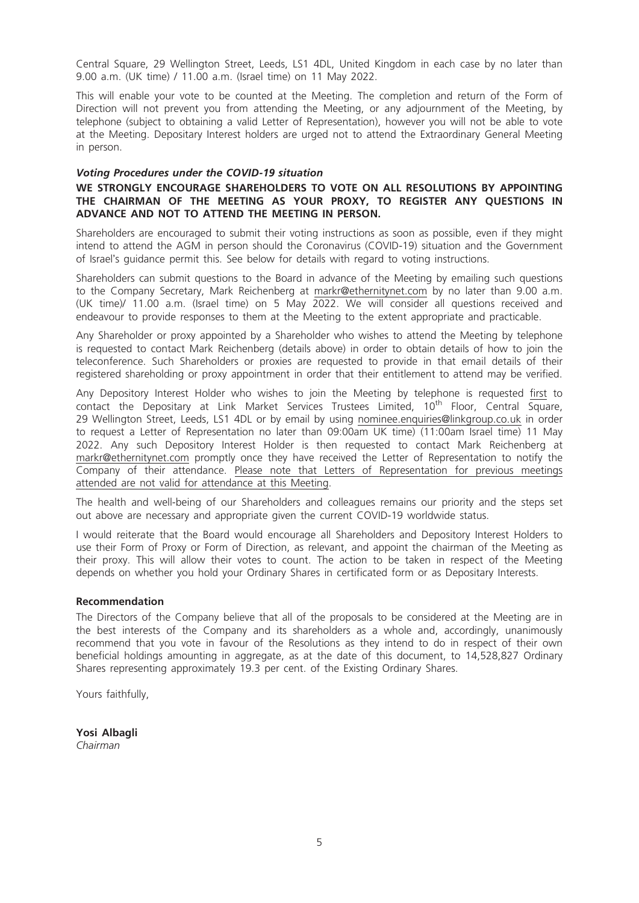Central Square, 29 Wellington Street, Leeds, LS1 4DL, United Kingdom in each case by no later than 9.00 a.m. (UK time) / 11.00 a.m. (Israel time) on 11 May 2022.

This will enable your vote to be counted at the Meeting. The completion and return of the Form of Direction will not prevent you from attending the Meeting, or any adjournment of the Meeting, by telephone (subject to obtaining a valid Letter of Representation), however you will not be able to vote at the Meeting. Depositary Interest holders are urged not to attend the Extraordinary General Meeting in person.

***Voting Procedures under the COVID-19 situation***

**WE STRONGLY ENCOURAGE SHAREHOLDERS TO VOTE ON ALL RESOLUTIONS BY APPOINTING THE CHAIRMAN OF THE MEETING AS YOUR PROXY, TO REGISTER ANY QUESTIONS IN ADVANCE AND NOT TO ATTEND THE MEETING IN PERSON.**

Shareholders are encouraged to submit their voting instructions as soon as possible, even if they might intend to attend the AGM in person should the Coronavirus (COVID-19) situation and the Government of Israel's guidance permit this. See below for details with regard to voting instructions.

Shareholders can submit questions to the Board in advance of the Meeting by emailing such questions to the Company Secretary, Mark Reichenberg at markr@ethernitynet.com by no later than 9.00 a.m. (UK time)/ 11.00 a.m. (Israel time) on 5 May 2022. We will consider all questions received and endeavour to provide responses to them at the Meeting to the extent appropriate and practicable.

Any Shareholder or proxy appointed by a Shareholder who wishes to attend the Meeting by telephone is requested to contact Mark Reichenberg (details above) in order to obtain details of how to join the teleconference. Such Shareholders or proxies are requested to provide in that email details of their registered shareholding or proxy appointment in order that their entitlement to attend may be verified.

Any Depository Interest Holder who wishes to join the Meeting by telephone is requested first to contact the Depositary at Link Market Services Trustees Limited, 10th Floor, Central Square, 29 Wellington Street, Leeds, LS1 4DL or by email by using nominee.enquiries@linkgroup.co.uk in order to request a Letter of Representation no later than 09:00am UK time) (11:00am Israel time) 11 May 2022. Any such Depository Interest Holder is then requested to contact Mark Reichenberg at markr@ethernitynet.com promptly once they have received the Letter of Representation to notify the Company of their attendance. Please note that Letters of Representation for previous meetings attended are not valid for attendance at this Meeting.

The health and well-being of our Shareholders and colleagues remains our priority and the steps set out above are necessary and appropriate given the current COVID-19 worldwide status.

I would reiterate that the Board would encourage all Shareholders and Depository Interest Holders to use their Form of Proxy or Form of Direction, as relevant, and appoint the chairman of the Meeting as their proxy. This will allow their votes to count. The action to be taken in respect of the Meeting depends on whether you hold your Ordinary Shares in certificated form or as Depositary Interests.

**Recommendation**

The Directors of the Company believe that all of the proposals to be considered at the Meeting are in the best interests of the Company and its shareholders as a whole and, accordingly, unanimously recommend that you vote in favour of the Resolutions as they intend to do in respect of their own beneficial holdings amounting in aggregate, as at the date of this document, to 14,528,827 Ordinary Shares representing approximately 19.3 per cent. of the Existing Ordinary Shares.

Yours faithfully,

**Yosi Albagli**
*Chairman*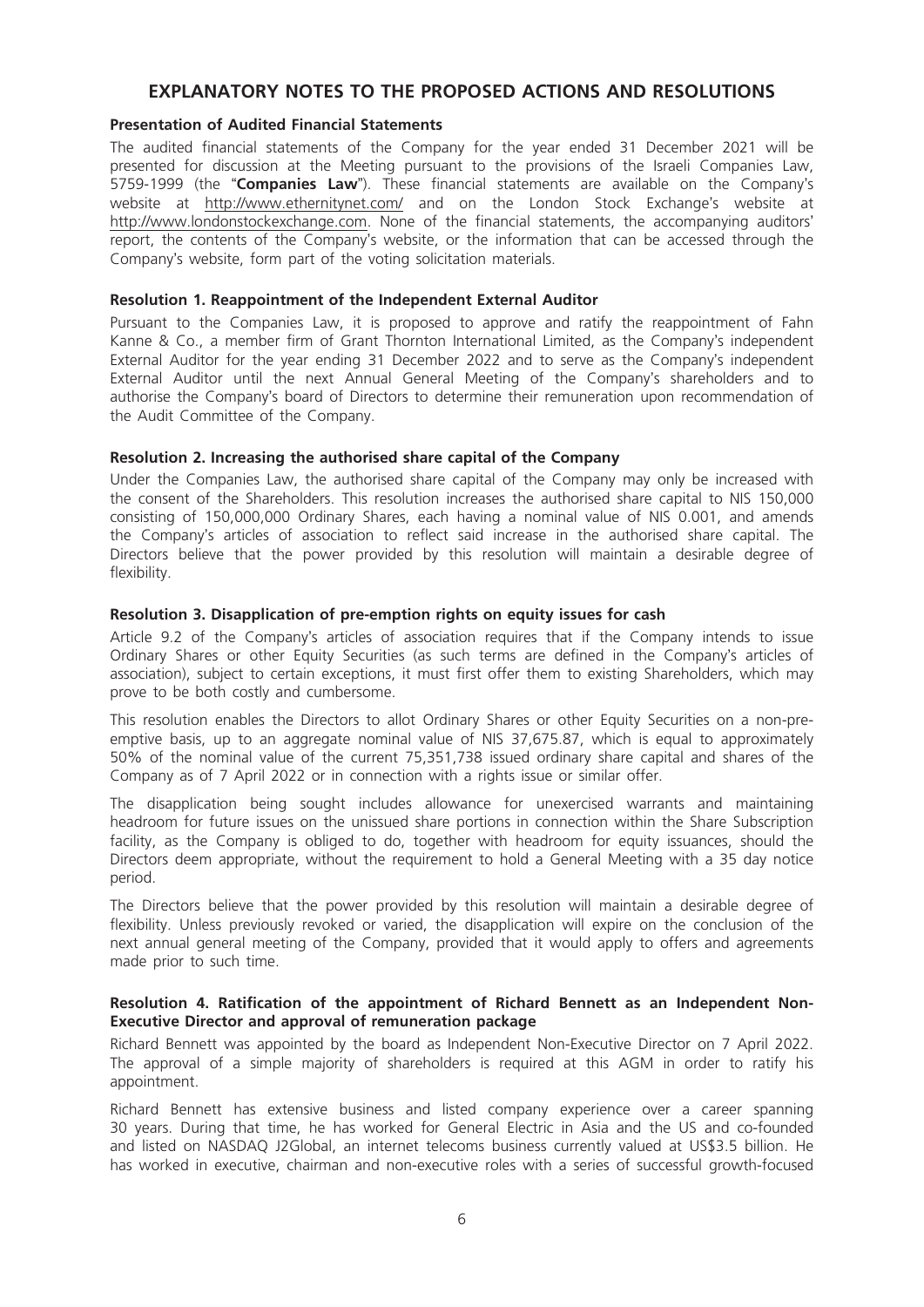# EXPLANATORY NOTES TO THE PROPOSED ACTIONS AND RESOLUTIONS

### Presentation of Audited Financial Statements

The audited financial statements of the Company for the year ended 31 December 2021 will be presented for discussion at the Meeting pursuant to the provisions of the Israeli Companies Law, 5759-1999 (the "**Companies Law**"). These financial statements are available on the Company's website at http://www.ethernitynet.com/ and on the London Stock Exchange's website at http://www.londonstockexchange.com. None of the financial statements, the accompanying auditors' report, the contents of the Company's website, or the information that can be accessed through the Company's website, form part of the voting solicitation materials.

### Resolution 1. Reappointment of the Independent External Auditor

Pursuant to the Companies Law, it is proposed to approve and ratify the reappointment of Fahn Kanne & Co., a member firm of Grant Thornton International Limited, as the Company's independent External Auditor for the year ending 31 December 2022 and to serve as the Company's independent External Auditor until the next Annual General Meeting of the Company's shareholders and to authorise the Company's board of Directors to determine their remuneration upon recommendation of the Audit Committee of the Company.

### Resolution 2. Increasing the authorised share capital of the Company

Under the Companies Law, the authorised share capital of the Company may only be increased with the consent of the Shareholders. This resolution increases the authorised share capital to NIS 150,000 consisting of 150,000,000 Ordinary Shares, each having a nominal value of NIS 0.001, and amends the Company's articles of association to reflect said increase in the authorised share capital. The Directors believe that the power provided by this resolution will maintain a desirable degree of flexibility.

### Resolution 3. Disapplication of pre-emption rights on equity issues for cash

Article 9.2 of the Company's articles of association requires that if the Company intends to issue Ordinary Shares or other Equity Securities (as such terms are defined in the Company's articles of association), subject to certain exceptions, it must first offer them to existing Shareholders, which may prove to be both costly and cumbersome.

This resolution enables the Directors to allot Ordinary Shares or other Equity Securities on a non-pre-emptive basis, up to an aggregate nominal value of NIS 37,675.87, which is equal to approximately 50% of the nominal value of the current 75,351,738 issued ordinary share capital and shares of the Company as of 7 April 2022 or in connection with a rights issue or similar offer.

The disapplication being sought includes allowance for unexercised warrants and maintaining headroom for future issues on the unissued share portions in connection within the Share Subscription facility, as the Company is obliged to do, together with headroom for equity issuances, should the Directors deem appropriate, without the requirement to hold a General Meeting with a 35 day notice period.

The Directors believe that the power provided by this resolution will maintain a desirable degree of flexibility. Unless previously revoked or varied, the disapplication will expire on the conclusion of the next annual general meeting of the Company, provided that it would apply to offers and agreements made prior to such time.

### Resolution 4. Ratification of the appointment of Richard Bennett as an Independent Non-Executive Director and approval of remuneration package

Richard Bennett was appointed by the board as Independent Non-Executive Director on 7 April 2022. The approval of a simple majority of shareholders is required at this AGM in order to ratify his appointment.

Richard Bennett has extensive business and listed company experience over a career spanning 30 years. During that time, he has worked for General Electric in Asia and the US and co-founded and listed on NASDAQ J2Global, an internet telecoms business currently valued at US$3.5 billion. He has worked in executive, chairman and non-executive roles with a series of successful growth-focused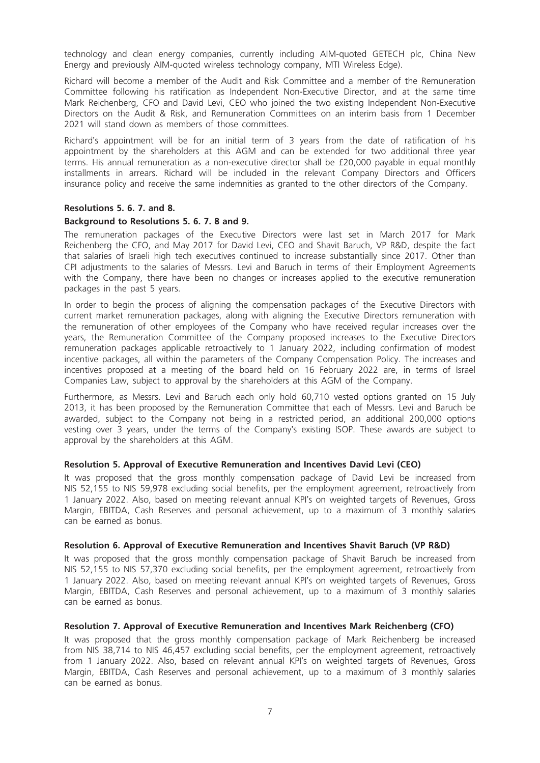technology and clean energy companies, currently including AIM-quoted GETECH plc, China New Energy and previously AIM-quoted wireless technology company, MTI Wireless Edge).

Richard will become a member of the Audit and Risk Committee and a member of the Remuneration Committee following his ratification as Independent Non-Executive Director, and at the same time Mark Reichenberg, CFO and David Levi, CEO who joined the two existing Independent Non-Executive Directors on the Audit & Risk, and Remuneration Committees on an interim basis from 1 December 2021 will stand down as members of those committees.

Richard's appointment will be for an initial term of 3 years from the date of ratification of his appointment by the shareholders at this AGM and can be extended for two additional three year terms. His annual remuneration as a non-executive director shall be £20,000 payable in equal monthly installments in arrears. Richard will be included in the relevant Company Directors and Officers insurance policy and receive the same indemnities as granted to the other directors of the Company.

**Resolutions 5. 6. 7. and 8.**

**Background to Resolutions 5. 6. 7. 8 and 9.**

The remuneration packages of the Executive Directors were last set in March 2017 for Mark Reichenberg the CFO, and May 2017 for David Levi, CEO and Shavit Baruch, VP R&D, despite the fact that salaries of Israeli high tech executives continued to increase substantially since 2017. Other than CPI adjustments to the salaries of Messrs. Levi and Baruch in terms of their Employment Agreements with the Company, there have been no changes or increases applied to the executive remuneration packages in the past 5 years.

In order to begin the process of aligning the compensation packages of the Executive Directors with current market remuneration packages, along with aligning the Executive Directors remuneration with the remuneration of other employees of the Company who have received regular increases over the years, the Remuneration Committee of the Company proposed increases to the Executive Directors remuneration packages applicable retroactively to 1 January 2022, including confirmation of modest incentive packages, all within the parameters of the Company Compensation Policy. The increases and incentives proposed at a meeting of the board held on 16 February 2022 are, in terms of Israel Companies Law, subject to approval by the shareholders at this AGM of the Company.

Furthermore, as Messrs. Levi and Baruch each only hold 60,710 vested options granted on 15 July 2013, it has been proposed by the Remuneration Committee that each of Messrs. Levi and Baruch be awarded, subject to the Company not being in a restricted period, an additional 200,000 options vesting over 3 years, under the terms of the Company's existing ISOP. These awards are subject to approval by the shareholders at this AGM.

**Resolution 5. Approval of Executive Remuneration and Incentives David Levi (CEO)**

It was proposed that the gross monthly compensation package of David Levi be increased from NIS 52,155 to NIS 59,978 excluding social benefits, per the employment agreement, retroactively from 1 January 2022. Also, based on meeting relevant annual KPI's on weighted targets of Revenues, Gross Margin, EBITDA, Cash Reserves and personal achievement, up to a maximum of 3 monthly salaries can be earned as bonus.

**Resolution 6. Approval of Executive Remuneration and Incentives Shavit Baruch (VP R&D)**

It was proposed that the gross monthly compensation package of Shavit Baruch be increased from NIS 52,155 to NIS 57,370 excluding social benefits, per the employment agreement, retroactively from 1 January 2022. Also, based on meeting relevant annual KPI's on weighted targets of Revenues, Gross Margin, EBITDA, Cash Reserves and personal achievement, up to a maximum of 3 monthly salaries can be earned as bonus.

**Resolution 7. Approval of Executive Remuneration and Incentives Mark Reichenberg (CFO)**

It was proposed that the gross monthly compensation package of Mark Reichenberg be increased from NIS 38,714 to NIS 46,457 excluding social benefits, per the employment agreement, retroactively from 1 January 2022. Also, based on relevant annual KPI's on weighted targets of Revenues, Gross Margin, EBITDA, Cash Reserves and personal achievement, up to a maximum of 3 monthly salaries can be earned as bonus.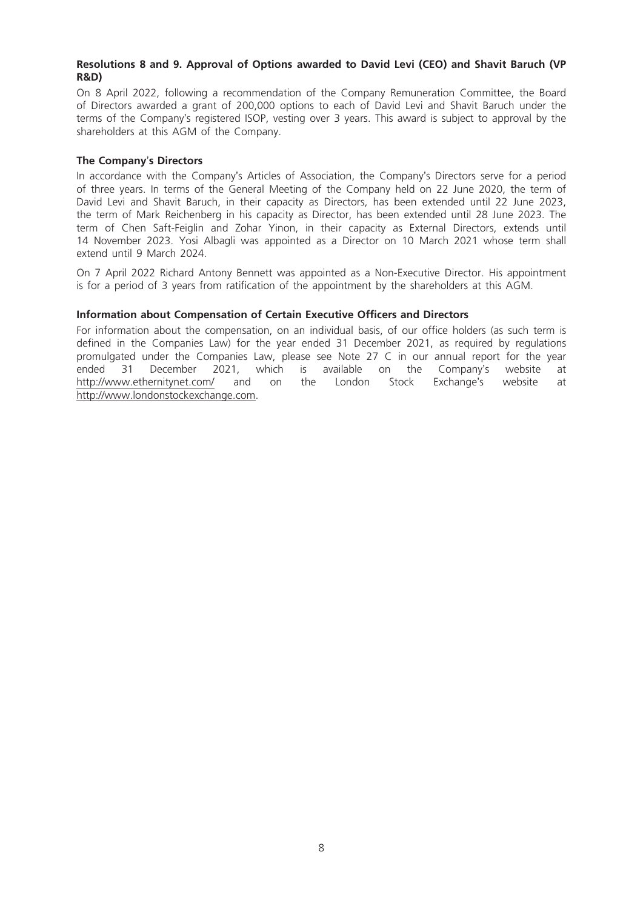**Resolutions 8 and 9. Approval of Options awarded to David Levi (CEO) and Shavit Baruch (VP R&D)**

On 8 April 2022, following a recommendation of the Company Remuneration Committee, the Board of Directors awarded a grant of 200,000 options to each of David Levi and Shavit Baruch under the terms of the Company's registered ISOP, vesting over 3 years. This award is subject to approval by the shareholders at this AGM of the Company.

**The Company's Directors**

In accordance with the Company's Articles of Association, the Company's Directors serve for a period of three years. In terms of the General Meeting of the Company held on 22 June 2020, the term of David Levi and Shavit Baruch, in their capacity as Directors, has been extended until 22 June 2023, the term of Mark Reichenberg in his capacity as Director, has been extended until 28 June 2023. The term of Chen Saft-Feiglin and Zohar Yinon, in their capacity as External Directors, extends until 14 November 2023. Yosi Albagli was appointed as a Director on 10 March 2021 whose term shall extend until 9 March 2024.

On 7 April 2022 Richard Antony Bennett was appointed as a Non-Executive Director. His appointment is for a period of 3 years from ratification of the appointment by the shareholders at this AGM.

**Information about Compensation of Certain Executive Officers and Directors**

For information about the compensation, on an individual basis, of our office holders (as such term is defined in the Companies Law) for the year ended 31 December 2021, as required by regulations promulgated under the Companies Law, please see Note 27 C in our annual report for the year ended 31 December 2021, which is available on the Company's website at http://www.ethernitynet.com/ and on the London Stock Exchange's website at http://www.londonstockexchange.com.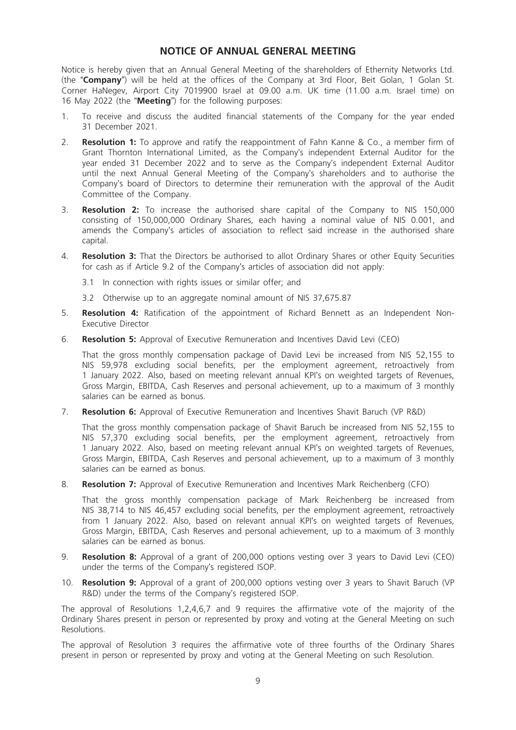## NOTICE OF ANNUAL GENERAL MEETING

Notice is hereby given that an Annual General Meeting of the shareholders of Ethernity Networks Ltd. (the "**Company**") will be held at the offices of the Company at 3rd Floor, Beit Golan, 1 Golan St. Corner HaNegev, Airport City 7019900 Israel at 09.00 a.m. UK time (11.00 a.m. Israel time) on 16 May 2022 (the "**Meeting**") for the following purposes:

1. To receive and discuss the audited financial statements of the Company for the year ended 31 December 2021.
2. **Resolution 1:** To approve and ratify the reappointment of Fahn Kanne & Co., a member firm of Grant Thornton International Limited, as the Company's independent External Auditor for the year ended 31 December 2022 and to serve as the Company's independent External Auditor until the next Annual General Meeting of the Company's shareholders and to authorise the Company's board of Directors to determine their remuneration with the approval of the Audit Committee of the Company.
3. **Resolution 2:** To increase the authorised share capital of the Company to NIS 150,000 consisting of 150,000,000 Ordinary Shares, each having a nominal value of NIS 0.001, and amends the Company's articles of association to reflect said increase in the authorised share capital.
4. **Resolution 3:** That the Directors be authorised to allot Ordinary Shares or other Equity Securities for cash as if Article 9.2 of the Company's articles of association did not apply:

   3.1 In connection with rights issues or similar offer; and

   3.2 Otherwise up to an aggregate nominal amount of NIS 37,675.87
5. **Resolution 4:** Ratification of the appointment of Richard Bennett as an Independent Non-Executive Director
6. **Resolution 5:** Approval of Executive Remuneration and Incentives David Levi (CEO)

   That the gross monthly compensation package of David Levi be increased from NIS 52,155 to NIS 59,978 excluding social benefits, per the employment agreement, retroactively from 1 January 2022. Also, based on meeting relevant annual KPI's on weighted targets of Revenues, Gross Margin, EBITDA, Cash Reserves and personal achievement, up to a maximum of 3 monthly salaries can be earned as bonus.
7. **Resolution 6:** Approval of Executive Remuneration and Incentives Shavit Baruch (VP R&D)

   That the gross monthly compensation package of Shavit Baruch be increased from NIS 52,155 to NIS 57,370 excluding social benefits, per the employment agreement, retroactively from 1 January 2022. Also, based on meeting relevant annual KPI's on weighted targets of Revenues, Gross Margin, EBITDA, Cash Reserves and personal achievement, up to a maximum of 3 monthly salaries can be earned as bonus.
8. **Resolution 7:** Approval of Executive Remuneration and Incentives Mark Reichenberg (CFO)

   That the gross monthly compensation package of Mark Reichenberg be increased from NIS 38,714 to NIS 46,457 excluding social benefits, per the employment agreement, retroactively from 1 January 2022. Also, based on relevant annual KPI's on weighted targets of Revenues, Gross Margin, EBITDA, Cash Reserves and personal achievement, up to a maximum of 3 monthly salaries can be earned as bonus.
9. **Resolution 8:** Approval of a grant of 200,000 options vesting over 3 years to David Levi (CEO) under the terms of the Company's registered ISOP.
10. **Resolution 9:** Approval of a grant of 200,000 options vesting over 3 years to Shavit Baruch (VP R&D) under the terms of the Company's registered ISOP.

The approval of Resolutions 1,2,4,6,7 and 9 requires the affirmative vote of the majority of the Ordinary Shares present in person or represented by proxy and voting at the General Meeting on such Resolutions.

The approval of Resolution 3 requires the affirmative vote of three fourths of the Ordinary Shares present in person or represented by proxy and voting at the General Meeting on such Resolution.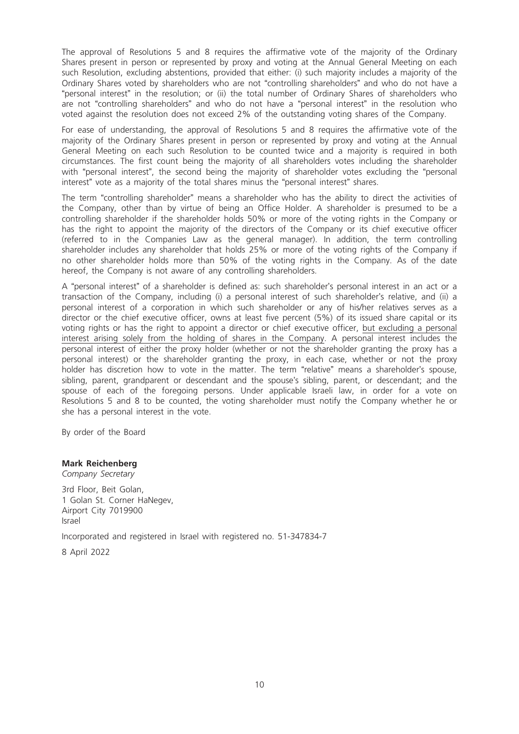The approval of Resolutions 5 and 8 requires the affirmative vote of the majority of the Ordinary Shares present in person or represented by proxy and voting at the Annual General Meeting on each such Resolution, excluding abstentions, provided that either: (i) such majority includes a majority of the Ordinary Shares voted by shareholders who are not "controlling shareholders" and who do not have a "personal interest" in the resolution; or (ii) the total number of Ordinary Shares of shareholders who are not "controlling shareholders" and who do not have a "personal interest" in the resolution who voted against the resolution does not exceed 2% of the outstanding voting shares of the Company.

For ease of understanding, the approval of Resolutions 5 and 8 requires the affirmative vote of the majority of the Ordinary Shares present in person or represented by proxy and voting at the Annual General Meeting on each such Resolution to be counted twice and a majority is required in both circumstances. The first count being the majority of all shareholders votes including the shareholder with "personal interest", the second being the majority of shareholder votes excluding the "personal interest" vote as a majority of the total shares minus the "personal interest" shares.

The term "controlling shareholder" means a shareholder who has the ability to direct the activities of the Company, other than by virtue of being an Office Holder. A shareholder is presumed to be a controlling shareholder if the shareholder holds 50% or more of the voting rights in the Company or has the right to appoint the majority of the directors of the Company or its chief executive officer (referred to in the Companies Law as the general manager). In addition, the term controlling shareholder includes any shareholder that holds 25% or more of the voting rights of the Company if no other shareholder holds more than 50% of the voting rights in the Company. As of the date hereof, the Company is not aware of any controlling shareholders.

A "personal interest" of a shareholder is defined as: such shareholder's personal interest in an act or a transaction of the Company, including (i) a personal interest of such shareholder's relative, and (ii) a personal interest of a corporation in which such shareholder or any of his/her relatives serves as a director or the chief executive officer, owns at least five percent (5%) of its issued share capital or its voting rights or has the right to appoint a director or chief executive officer, but excluding a personal interest arising solely from the holding of shares in the Company. A personal interest includes the personal interest of either the proxy holder (whether or not the shareholder granting the proxy has a personal interest) or the shareholder granting the proxy, in each case, whether or not the proxy holder has discretion how to vote in the matter. The term "relative" means a shareholder's spouse, sibling, parent, grandparent or descendant and the spouse's sibling, parent, or descendant; and the spouse of each of the foregoing persons. Under applicable Israeli law, in order for a vote on Resolutions 5 and 8 to be counted, the voting shareholder must notify the Company whether he or she has a personal interest in the vote.

By order of the Board

**Mark Reichenberg**
*Company Secretary*

3rd Floor, Beit Golan,
1 Golan St. Corner HaNegev,
Airport City 7019900
Israel

Incorporated and registered in Israel with registered no. 51-347834-7

8 April 2022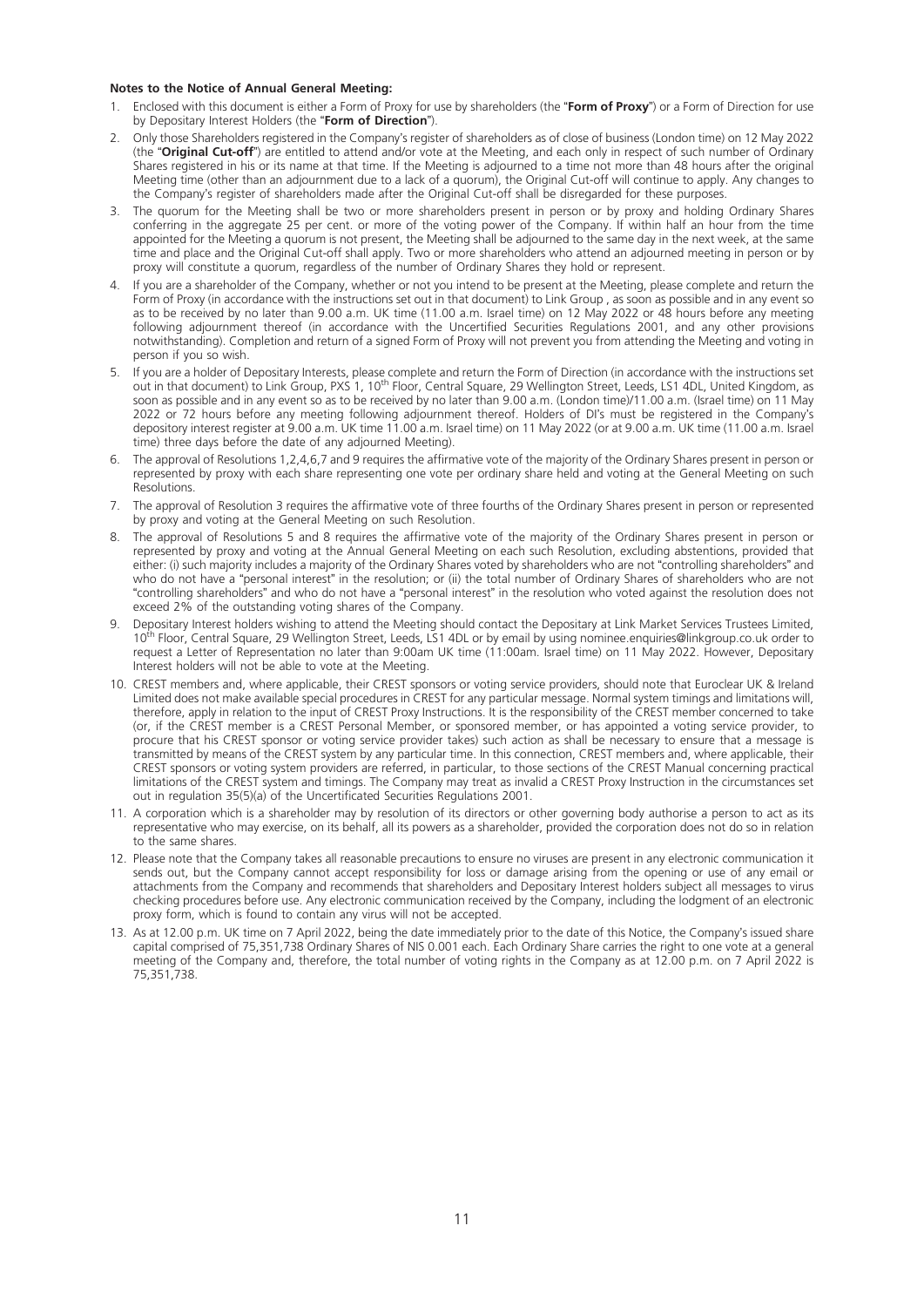**Notes to the Notice of Annual General Meeting:**

1. Enclosed with this document is either a Form of Proxy for use by shareholders (the "**Form of Proxy**") or a Form of Direction for use by Depositary Interest Holders (the "**Form of Direction**").
2. Only those Shareholders registered in the Company's register of shareholders as of close of business (London time) on 12 May 2022 (the "**Original Cut-off**") are entitled to attend and/or vote at the Meeting, and each only in respect of such number of Ordinary Shares registered in his or its name at that time. If the Meeting is adjourned to a time not more than 48 hours after the original Meeting time (other than an adjournment due to a lack of a quorum), the Original Cut-off will continue to apply. Any changes to the Company's register of shareholders made after the Original Cut-off shall be disregarded for these purposes.
3. The quorum for the Meeting shall be two or more shareholders present in person or by proxy and holding Ordinary Shares conferring in the aggregate 25 per cent. or more of the voting power of the Company. If within half an hour from the time appointed for the Meeting a quorum is not present, the Meeting shall be adjourned to the same day in the next week, at the same time and place and the Original Cut-off shall apply. Two or more shareholders who attend an adjourned meeting in person or by proxy will constitute a quorum, regardless of the number of Ordinary Shares they hold or represent.
4. If you are a shareholder of the Company, whether or not you intend to be present at the Meeting, please complete and return the Form of Proxy (in accordance with the instructions set out in that document) to Link Group , as soon as possible and in any event so as to be received by no later than 9.00 a.m. UK time (11.00 a.m. Israel time) on 12 May 2022 or 48 hours before any meeting following adjournment thereof (in accordance with the Uncertified Securities Regulations 2001, and any other provisions notwithstanding). Completion and return of a signed Form of Proxy will not prevent you from attending the Meeting and voting in person if you so wish.
5. If you are a holder of Depositary Interests, please complete and return the Form of Direction (in accordance with the instructions set out in that document) to Link Group, PXS 1, 10th Floor, Central Square, 29 Wellington Street, Leeds, LS1 4DL, United Kingdom, as soon as possible and in any event so as to be received by no later than 9.00 a.m. (London time)/11.00 a.m. (Israel time) on 11 May 2022 or 72 hours before any meeting following adjournment thereof. Holders of DI's must be registered in the Company's depository interest register at 9.00 a.m. UK time 11.00 a.m. Israel time) on 11 May 2022 (or at 9.00 a.m. UK time (11.00 a.m. Israel time) three days before the date of any adjourned Meeting).
6. The approval of Resolutions 1,2,4,6,7 and 9 requires the affirmative vote of the majority of the Ordinary Shares present in person or represented by proxy with each share representing one vote per ordinary share held and voting at the General Meeting on such Resolutions.
7. The approval of Resolution 3 requires the affirmative vote of three fourths of the Ordinary Shares present in person or represented by proxy and voting at the General Meeting on such Resolution.
8. The approval of Resolutions 5 and 8 requires the affirmative vote of the majority of the Ordinary Shares present in person or represented by proxy and voting at the Annual General Meeting on each such Resolution, excluding abstentions, provided that either: (i) such majority includes a majority of the Ordinary Shares voted by shareholders who are not "controlling shareholders" and who do not have a "personal interest" in the resolution; or (ii) the total number of Ordinary Shares of shareholders who are not "controlling shareholders" and who do not have a "personal interest" in the resolution who voted against the resolution does not exceed 2% of the outstanding voting shares of the Company.
9. Depositary Interest holders wishing to attend the Meeting should contact the Depositary at Link Market Services Trustees Limited, 10th Floor, Central Square, 29 Wellington Street, Leeds, LS1 4DL or by email by using nominee.enquiries@linkgroup.co.uk order to request a Letter of Representation no later than 9:00am UK time (11:00am. Israel time) on 11 May 2022. However, Depositary Interest holders will not be able to vote at the Meeting.
10. CREST members and, where applicable, their CREST sponsors or voting service providers, should note that Euroclear UK & Ireland Limited does not make available special procedures in CREST for any particular message. Normal system timings and limitations will, therefore, apply in relation to the input of CREST Proxy Instructions. It is the responsibility of the CREST member concerned to take (or, if the CREST member is a CREST Personal Member, or sponsored member, or has appointed a voting service provider, to procure that his CREST sponsor or voting service provider takes) such action as shall be necessary to ensure that a message is transmitted by means of the CREST system by any particular time. In this connection, CREST members and, where applicable, their CREST sponsors or voting system providers are referred, in particular, to those sections of the CREST Manual concerning practical limitations of the CREST system and timings. The Company may treat as invalid a CREST Proxy Instruction in the circumstances set out in regulation 35(5)(a) of the Uncertificated Securities Regulations 2001.
11. A corporation which is a shareholder may by resolution of its directors or other governing body authorise a person to act as its representative who may exercise, on its behalf, all its powers as a shareholder, provided the corporation does not do so in relation to the same shares.
12. Please note that the Company takes all reasonable precautions to ensure no viruses are present in any electronic communication it sends out, but the Company cannot accept responsibility for loss or damage arising from the opening or use of any email or attachments from the Company and recommends that shareholders and Depositary Interest holders subject all messages to virus checking procedures before use. Any electronic communication received by the Company, including the lodgment of an electronic proxy form, which is found to contain any virus will not be accepted.
13. As at 12.00 p.m. UK time on 7 April 2022, being the date immediately prior to the date of this Notice, the Company's issued share capital comprised of 75,351,738 Ordinary Shares of NIS 0.001 each. Each Ordinary Share carries the right to one vote at a general meeting of the Company and, therefore, the total number of voting rights in the Company as at 12.00 p.m. on 7 April 2022 is 75,351,738.